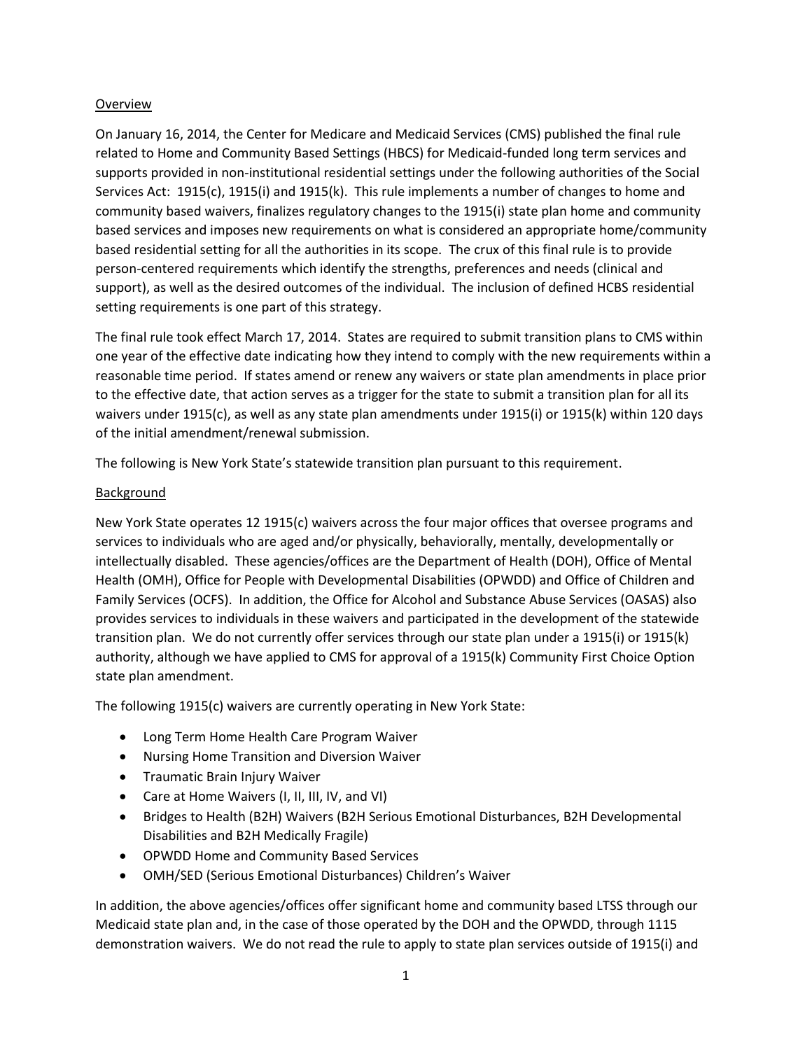## Overview

On January 16, 2014, the Center for Medicare and Medicaid Services (CMS) published the final rule related to Home and Community Based Settings (HBCS) for Medicaid-funded long term services and supports provided in non-institutional residential settings under the following authorities of the Social Services Act: 1915(c), 1915(i) and 1915(k). This rule implements a number of changes to home and community based waivers, finalizes regulatory changes to the 1915(i) state plan home and community based services and imposes new requirements on what is considered an appropriate home/community based residential setting for all the authorities in its scope. The crux of this final rule is to provide person-centered requirements which identify the strengths, preferences and needs (clinical and support), as well as the desired outcomes of the individual. The inclusion of defined HCBS residential setting requirements is one part of this strategy.

The final rule took effect March 17, 2014. States are required to submit transition plans to CMS within one year of the effective date indicating how they intend to comply with the new requirements within a reasonable time period. If states amend or renew any waivers or state plan amendments in place prior to the effective date, that action serves as a trigger for the state to submit a transition plan for all its waivers under 1915(c), as well as any state plan amendments under 1915(i) or 1915(k) within 120 days of the initial amendment/renewal submission.

The following is New York State's statewide transition plan pursuant to this requirement.

## Background

New York State operates 12 1915(c) waivers across the four major offices that oversee programs and services to individuals who are aged and/or physically, behaviorally, mentally, developmentally or intellectually disabled. These agencies/offices are the Department of Health (DOH), Office of Mental Health (OMH), Office for People with Developmental Disabilities (OPWDD) and Office of Children and Family Services (OCFS). In addition, the Office for Alcohol and Substance Abuse Services (OASAS) also provides services to individuals in these waivers and participated in the development of the statewide transition plan. We do not currently offer services through our state plan under a 1915(i) or 1915(k) authority, although we have applied to CMS for approval of a 1915(k) Community First Choice Option state plan amendment.

The following 1915(c) waivers are currently operating in New York State:

- Long Term Home Health Care Program Waiver
- Nursing Home Transition and Diversion Waiver
- Traumatic Brain Injury Waiver
- Care at Home Waivers (I, II, III, IV, and VI)
- Bridges to Health (B2H) Waivers (B2H Serious Emotional Disturbances, B2H Developmental Disabilities and B2H Medically Fragile)
- OPWDD Home and Community Based Services
- OMH/SED (Serious Emotional Disturbances) Children's Waiver

In addition, the above agencies/offices offer significant home and community based LTSS through our Medicaid state plan and, in the case of those operated by the DOH and the OPWDD, through 1115 demonstration waivers. We do not read the rule to apply to state plan services outside of 1915(i) and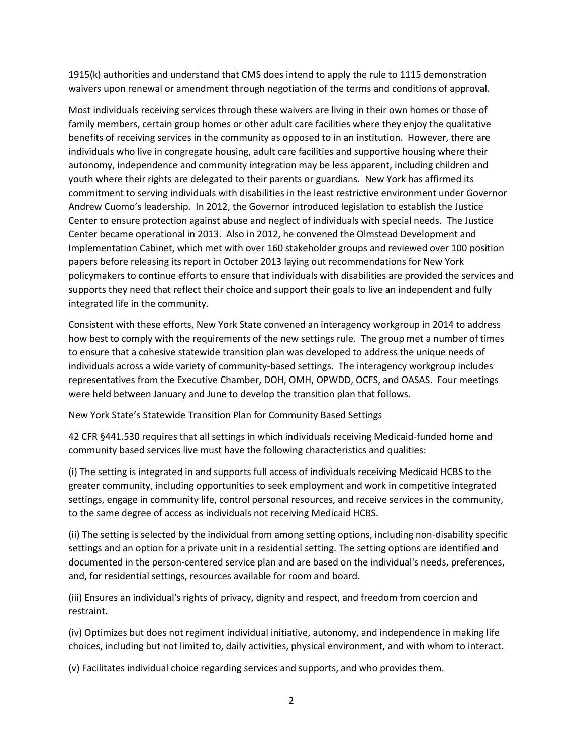1915(k) authorities and understand that CMS does intend to apply the rule to 1115 demonstration waivers upon renewal or amendment through negotiation of the terms and conditions of approval.

Most individuals receiving services through these waivers are living in their own homes or those of family members, certain group homes or other adult care facilities where they enjoy the qualitative benefits of receiving services in the community as opposed to in an institution. However, there are individuals who live in congregate housing, adult care facilities and supportive housing where their autonomy, independence and community integration may be less apparent, including children and youth where their rights are delegated to their parents or guardians. New York has affirmed its commitment to serving individuals with disabilities in the least restrictive environment under Governor Andrew Cuomo's leadership. In 2012, the Governor introduced legislation to establish the Justice Center to ensure protection against abuse and neglect of individuals with special needs. The Justice Center became operational in 2013. Also in 2012, he convened the Olmstead Development and Implementation Cabinet, which met with over 160 stakeholder groups and reviewed over 100 position papers before releasing its report in October 2013 laying out recommendations for New York policymakers to continue efforts to ensure that individuals with disabilities are provided the services and supports they need that reflect their choice and support their goals to live an independent and fully integrated life in the community.

Consistent with these efforts, New York State convened an interagency workgroup in 2014 to address how best to comply with the requirements of the new settings rule. The group met a number of times to ensure that a cohesive statewide transition plan was developed to address the unique needs of individuals across a wide variety of community-based settings. The interagency workgroup includes representatives from the Executive Chamber, DOH, OMH, OPWDD, OCFS, and OASAS. Four meetings were held between January and June to develop the transition plan that follows.

<u>New York State's Statewide Transition Plan for Community Based Settings</u>

42 CFR §441.530 requires that all settings in which individuals receiving Medicaid-funded home and community based services live must have the following characteristics and qualities:

(i) The setting is integrated in and supports full access of individuals receiving Medicaid HCBS to the greater community, including opportunities to seek employment and work in competitive integrated settings, engage in community life, control personal resources, and receive services in the community, to the same degree of access as individuals not receiving Medicaid HCBS.

(ii) The setting is selected by the individual from among setting options, including non-disability specific settings and an option for a private unit in a residential setting. The setting options are identified and documented in the person-centered service plan and are based on the individual's needs, preferences, and, for residential settings, resources available for room and board.

(iii) Ensures an individual's rights of privacy, dignity and respect, and freedom from coercion and restraint.

(iv) Optimizes but does not regiment individual initiative, autonomy, and independence in making life choices, including but not limited to, daily activities, physical environment, and with whom to interact.

(v) Facilitates individual choice regarding services and supports, and who provides them.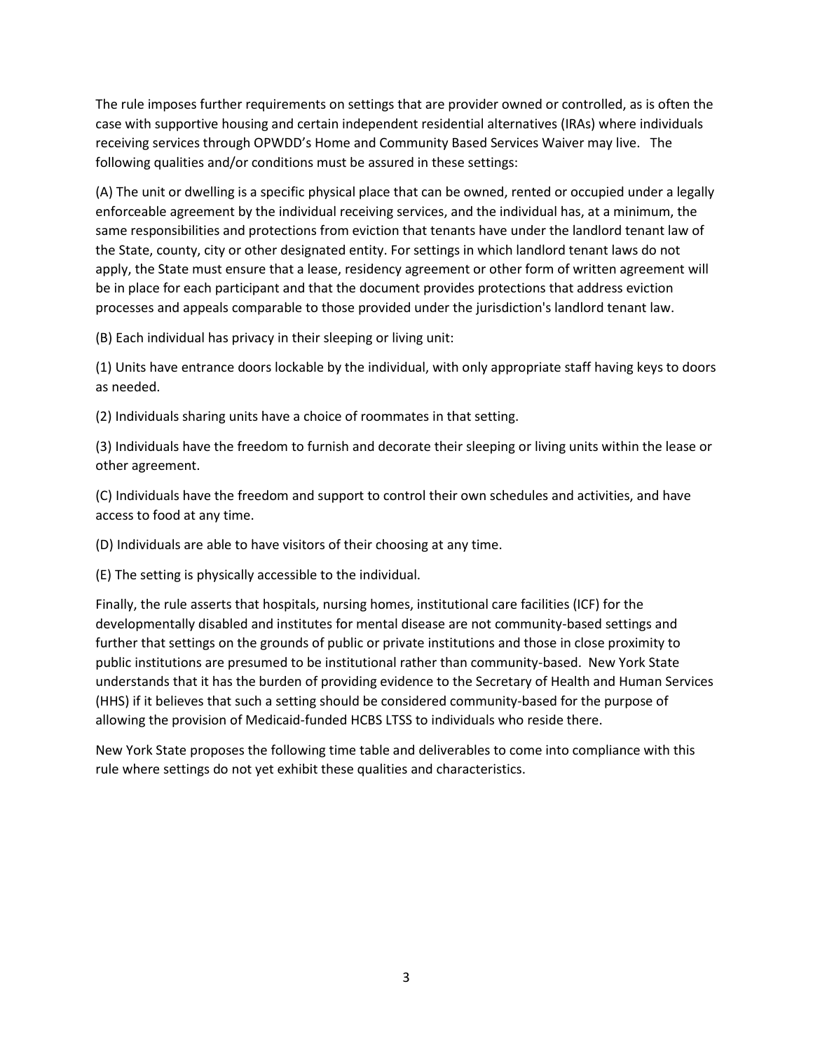The rule imposes further requirements on settings that are provider owned or controlled, as is often the case with supportive housing and certain independent residential alternatives (IRAs) where individuals receiving services through OPWDD's Home and Community Based Services Waiver may live. The following qualities and/or conditions must be assured in these settings:

(A) The unit or dwelling is a specific physical place that can be owned, rented or occupied under a legally enforceable agreement by the individual receiving services, and the individual has, at a minimum, the same responsibilities and protections from eviction that tenants have under the landlord tenant law of the State, county, city or other designated entity. For settings in which landlord tenant laws do not apply, the State must ensure that a lease, residency agreement or other form of written agreement will be in place for each participant and that the document provides protections that address eviction processes and appeals comparable to those provided under the jurisdiction's landlord tenant law.

(B) Each individual has privacy in their sleeping or living unit:

(1) Units have entrance doors lockable by the individual, with only appropriate staff having keys to doors as needed.

(2) Individuals sharing units have a choice of roommates in that setting.

(3) Individuals have the freedom to furnish and decorate their sleeping or living units within the lease or other agreement.

(C) Individuals have the freedom and support to control their own schedules and activities, and have access to food at any time.

(D) Individuals are able to have visitors of their choosing at any time.

(E) The setting is physically accessible to the individual.

Finally, the rule asserts that hospitals, nursing homes, institutional care facilities (ICF) for the developmentally disabled and institutes for mental disease are not community-based settings and further that settings on the grounds of public or private institutions and those in close proximity to public institutions are presumed to be institutional rather than community-based. New York State understands that it has the burden of providing evidence to the Secretary of Health and Human Services (HHS) if it believes that such a setting should be considered community-based for the purpose of allowing the provision of Medicaid-funded HCBS LTSS to individuals who reside there.

New York State proposes the following time table and deliverables to come into compliance with this rule where settings do not yet exhibit these qualities and characteristics.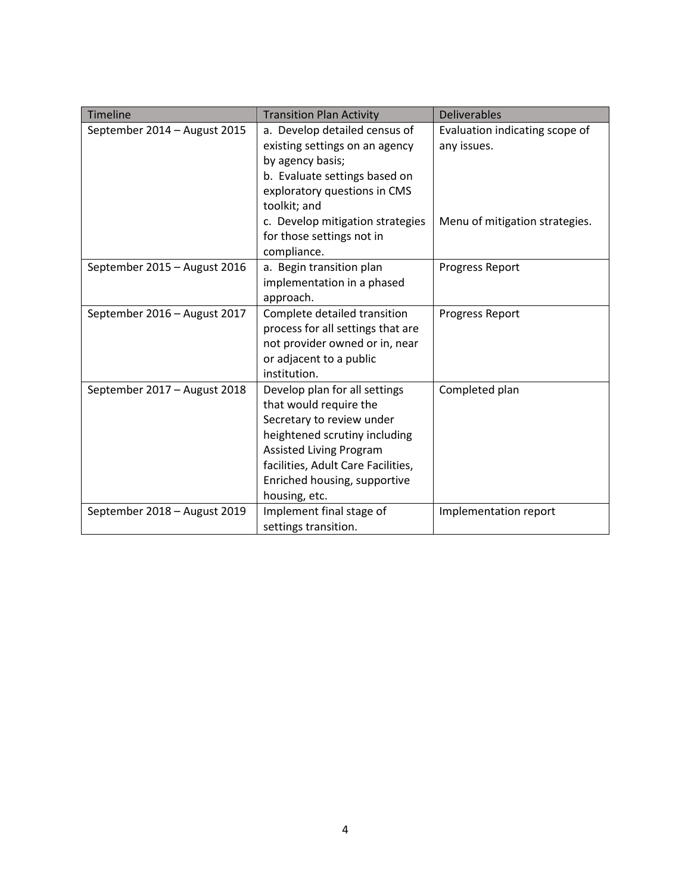| Timeline | Transition Plan Activity | Deliverables |
|---|---|---|
| September 2014 – August 2015 | a. Develop detailed census of existing settings on an agency by agency basis;<br>b. Evaluate settings based on exploratory questions in CMS toolkit; and<br>c. Develop mitigation strategies for those settings not in compliance. | Evaluation indicating scope of any issues.<br><br>Menu of mitigation strategies. |
| September 2015 – August 2016 | a. Begin transition plan implementation in a phased approach. | Progress Report |
| September 2016 – August 2017 | Complete detailed transition process for all settings that are not provider owned or in, near or adjacent to a public institution. | Progress Report |
| September 2017 – August 2018 | Develop plan for all settings that would require the Secretary to review under heightened scrutiny including Assisted Living Program facilities, Adult Care Facilities, Enriched housing, supportive housing, etc. | Completed plan |
| September 2018 – August 2019 | Implement final stage of settings transition. | Implementation report |